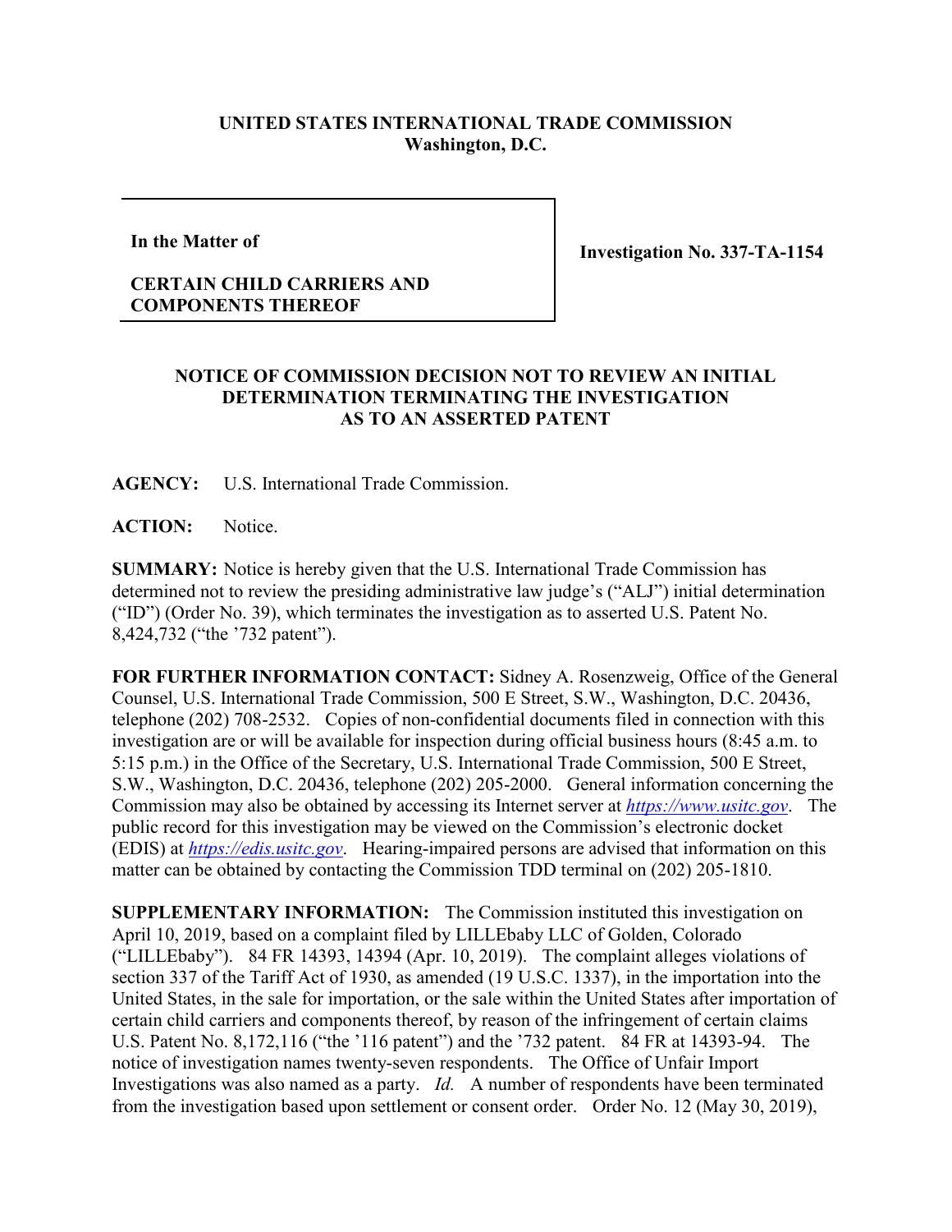**UNITED STATES INTERNATIONAL TRADE COMMISSION**
**Washington, D.C.**

| **In the Matter of** <br><br> **CERTAIN CHILD CARRIERS AND COMPONENTS THEREOF** | **Investigation No. 337-TA-1154** |
|---|---|

**NOTICE OF COMMISSION DECISION NOT TO REVIEW AN INITIAL DETERMINATION TERMINATING THE INVESTIGATION AS TO AN ASSERTED PATENT**

**AGENCY:** U.S. International Trade Commission.

**ACTION:** Notice.

**SUMMARY:** Notice is hereby given that the U.S. International Trade Commission has determined not to review the presiding administrative law judge's ("ALJ") initial determination ("ID") (Order No. 39), which terminates the investigation as to asserted U.S. Patent No. 8,424,732 ("the '732 patent").

**FOR FURTHER INFORMATION CONTACT:** Sidney A. Rosenzweig, Office of the General Counsel, U.S. International Trade Commission, 500 E Street, S.W., Washington, D.C. 20436, telephone (202) 708-2532. Copies of non-confidential documents filed in connection with this investigation are or will be available for inspection during official business hours (8:45 a.m. to 5:15 p.m.) in the Office of the Secretary, U.S. International Trade Commission, 500 E Street, S.W., Washington, D.C. 20436, telephone (202) 205-2000. General information concerning the Commission may also be obtained by accessing its Internet server at *https://www.usitc.gov*. The public record for this investigation may be viewed on the Commission's electronic docket (EDIS) at *https://edis.usitc.gov*. Hearing-impaired persons are advised that information on this matter can be obtained by contacting the Commission TDD terminal on (202) 205-1810.

**SUPPLEMENTARY INFORMATION:** The Commission instituted this investigation on April 10, 2019, based on a complaint filed by LILLEbaby LLC of Golden, Colorado ("LILLEbaby"). 84 FR 14393, 14394 (Apr. 10, 2019). The complaint alleges violations of section 337 of the Tariff Act of 1930, as amended (19 U.S.C. 1337), in the importation into the United States, in the sale for importation, or the sale within the United States after importation of certain child carriers and components thereof, by reason of the infringement of certain claims U.S. Patent No. 8,172,116 ("the '116 patent") and the '732 patent. 84 FR at 14393-94. The notice of investigation names twenty-seven respondents. The Office of Unfair Import Investigations was also named as a party. *Id.* A number of respondents have been terminated from the investigation based upon settlement or consent order. Order No. 12 (May 30, 2019),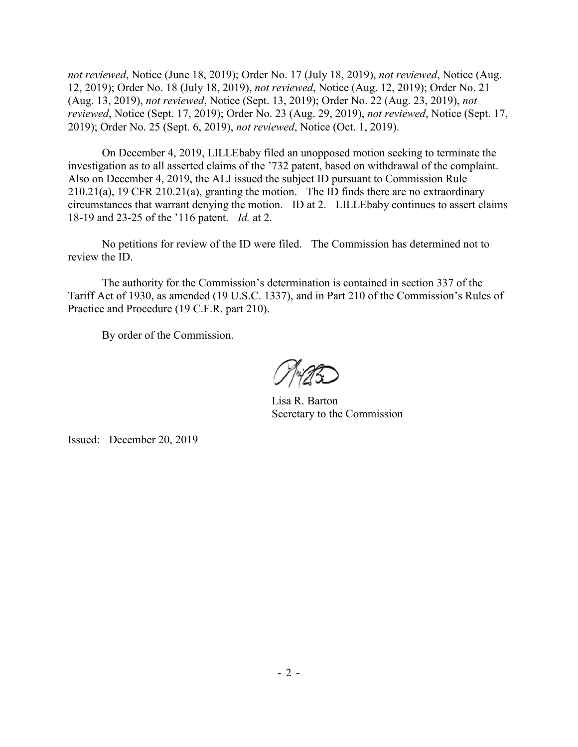*not reviewed*, Notice (June 18, 2019); Order No. 17 (July 18, 2019), *not reviewed*, Notice (Aug. 12, 2019); Order No. 18 (July 18, 2019), *not reviewed*, Notice (Aug. 12, 2019); Order No. 21 (Aug. 13, 2019), *not reviewed*, Notice (Sept. 13, 2019); Order No. 22 (Aug. 23, 2019), *not reviewed*, Notice (Sept. 17, 2019); Order No. 23 (Aug. 29, 2019), *not reviewed*, Notice (Sept. 17, 2019); Order No. 25 (Sept. 6, 2019), *not reviewed*, Notice (Oct. 1, 2019).

On December 4, 2019, LILLEbaby filed an unopposed motion seeking to terminate the investigation as to all asserted claims of the '732 patent, based on withdrawal of the complaint. Also on December 4, 2019, the ALJ issued the subject ID pursuant to Commission Rule 210.21(a), 19 CFR 210.21(a), granting the motion. The ID finds there are no extraordinary circumstances that warrant denying the motion. ID at 2. LILLEbaby continues to assert claims 18-19 and 23-25 of the '116 patent. *Id.* at 2.

No petitions for review of the ID were filed. The Commission has determined not to review the ID.

The authority for the Commission's determination is contained in section 337 of the Tariff Act of 1930, as amended (19 U.S.C. 1337), and in Part 210 of the Commission's Rules of Practice and Procedure (19 C.F.R. part 210).

By order of the Commission.

Lisa R. Barton
Secretary to the Commission

Issued: December 20, 2019